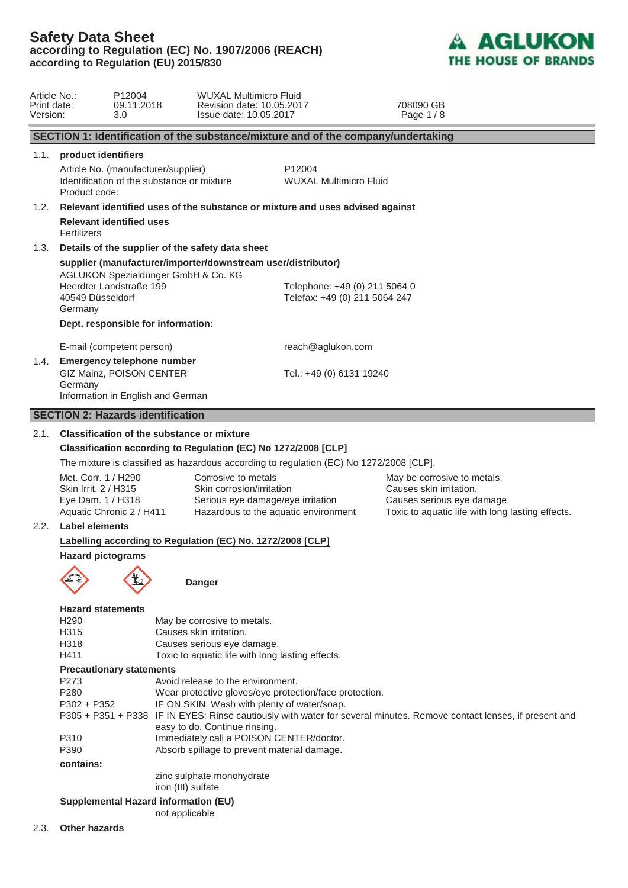# Safety Data Sheet
**according to Regulation (EC) No. 1907/2006 (REACH)**
**according to Regulation (EU) 2015/830**

AGLUKON THE HOUSE OF BRANDS

| | | | |
|---|---|---|---|
| Article No.: | P12004 | WUXAL Multimicro Fluid | |
| Print date: | 09.11.2018 | Revision date: 10.05.2017 | 708090 GB |
| Version: | 3.0 | Issue date: 10.05.2017 | |

## SECTION 1: Identification of the substance/mixture and of the company/undertaking

### 1.1. product identifiers

| | |
|---|---|
| Article No. (manufacturer/supplier) | P12004 |
| Identification of the substance or mixture | WUXAL Multimicro Fluid |
| Product code: | |

### 1.2. Relevant identified uses of the substance or mixture and uses advised against

**Relevant identified uses**

Fertilizers

### 1.3. Details of the supplier of the safety data sheet

**supplier (manufacturer/importer/downstream user/distributor)**

AGLUKON Spezialdünger GmbH & Co. KG
Heerdter Landstraße 199
40549 Düsseldorf
Germany

Telephone: +49 (0) 211 5064 0
Telefax: +49 (0) 211 5064 247

**Dept. responsible for information:**

E-mail (competent person): reach@aglukon.com

### 1.4. Emergency telephone number

GIZ Mainz, POISON CENTER
Germany
Information in English and German

Tel.: +49 (0) 6131 19240

## SECTION 2: Hazards identification

### 2.1. Classification of the substance or mixture

**Classification according to Regulation (EC) No 1272/2008 [CLP]**

The mixture is classified as hazardous according to regulation (EC) No 1272/2008 [CLP].

| | | |
|---|---|---|
| Met. Corr. 1 / H290 | Corrosive to metals | May be corrosive to metals. |
| Skin Irrit. 2 / H315 | Skin corrosion/irritation | Causes skin irritation. |
| Eye Dam. 1 / H318 | Serious eye damage/eye irritation | Causes serious eye damage. |
| Aquatic Chronic 2 / H411 | Hazardous to the aquatic environment | Toxic to aquatic life with long lasting effects. |

### 2.2. Label elements

**Labelling according to Regulation (EC) No. 1272/2008 [CLP]**

**Hazard pictograms**

**Danger**

**Hazard statements**

| | |
|---|---|
| H290 | May be corrosive to metals. |
| H315 | Causes skin irritation. |
| H318 | Causes serious eye damage. |
| H411 | Toxic to aquatic life with long lasting effects. |

**Precautionary statements**

| | |
|---|---|
| P273 | Avoid release to the environment. |
| P280 | Wear protective gloves/eye protection/face protection. |
| P302 + P352 | IF ON SKIN: Wash with plenty of water/soap. |
| P305 + P351 + P338 | IF IN EYES: Rinse cautiously with water for several minutes. Remove contact lenses, if present and easy to do. Continue rinsing. |
| P310 | Immediately call a POISON CENTER/doctor. |
| P390 | Absorb spillage to prevent material damage. |

**contains:**

zinc sulphate monohydrate
iron (III) sulfate

**Supplemental Hazard information (EU)**

not applicable

### 2.3. Other hazards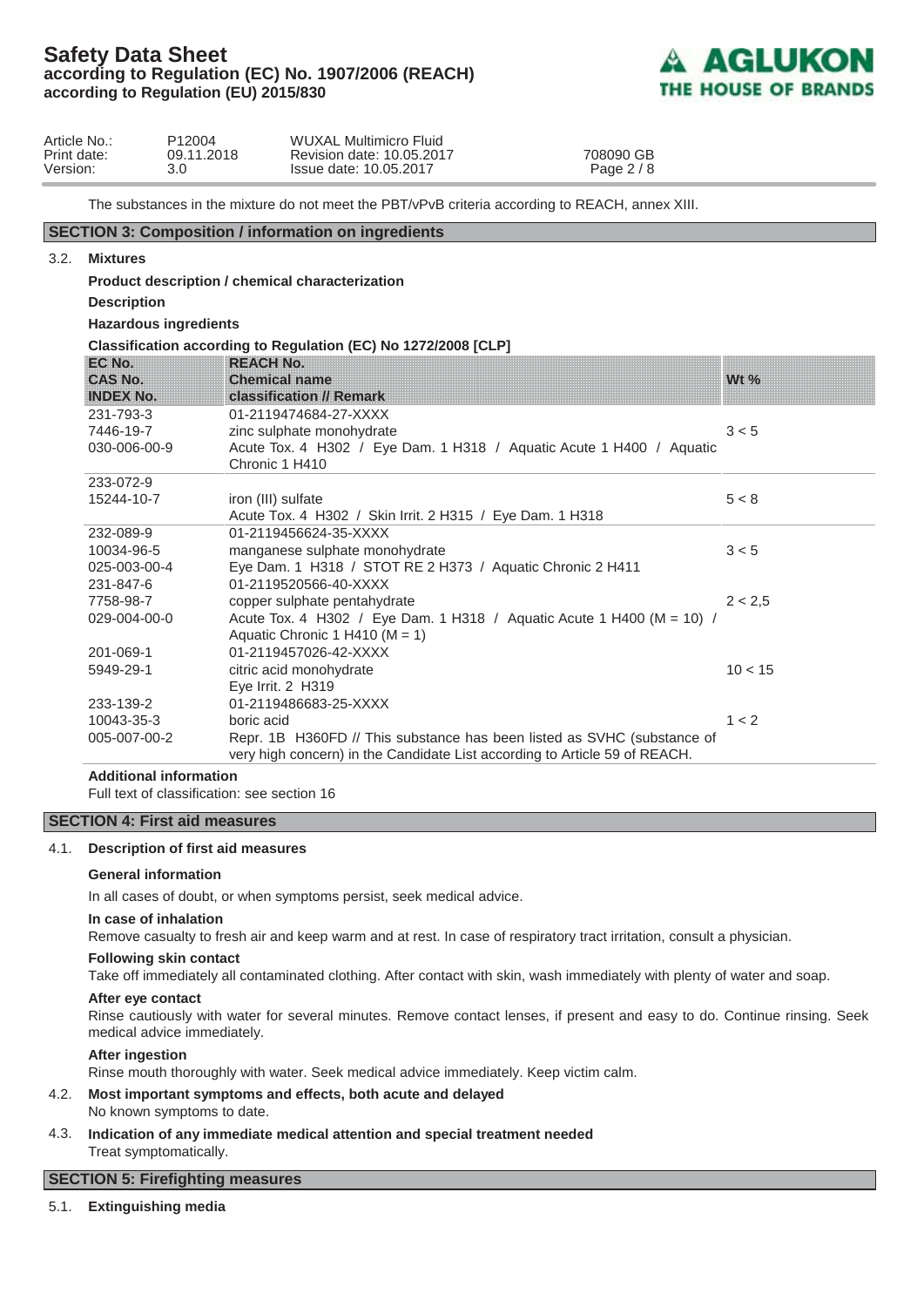The substances in the mixture do not meet the PBT/vPvB criteria according to REACH, annex XIII.

## SECTION 3: Composition / information on ingredients

### 3.2. Mixtures

**Product description / chemical characterization**

**Description**

**Hazardous ingredients**

**Classification according to Regulation (EC) No 1272/2008 [CLP]**

| EC No.<br>CAS No.<br>INDEX No. | REACH No.<br>Chemical name<br>classification // Remark | Wt % |
|---|---|---|
| 231-793-3<br>7446-19-7<br>030-006-00-9 | 01-2119474684-27-XXXX<br>zinc sulphate monohydrate<br>Acute Tox. 4 H302 / Eye Dam. 1 H318 / Aquatic Acute 1 H400 / Aquatic Chronic 1 H410 | 3 < 5 |
| 233-072-9<br>15244-10-7 | iron (III) sulfate<br>Acute Tox. 4 H302 / Skin Irrit. 2 H315 / Eye Dam. 1 H318 | 5 < 8 |
| 232-089-9<br>10034-96-5<br>025-003-00-4 | 01-2119456624-35-XXXX<br>manganese sulphate monohydrate<br>Eye Dam. 1 H318 / STOT RE 2 H373 / Aquatic Chronic 2 H411 | 3 < 5 |
| 231-847-6<br>7758-98-7<br>029-004-00-0 | 01-2119520566-40-XXXX<br>copper sulphate pentahydrate<br>Acute Tox. 4 H302 / Eye Dam. 1 H318 / Aquatic Acute 1 H400 (M = 10) / Aquatic Chronic 1 H410 (M = 1) | 2 < 2,5 |
| 201-069-1<br>5949-29-1 | 01-2119457026-42-XXXX<br>citric acid monohydrate<br>Eye Irrit. 2 H319 | 10 < 15 |
| 233-139-2<br>10043-35-3<br>005-007-00-2 | 01-2119486683-25-XXXX<br>boric acid<br>Repr. 1B H360FD // This substance has been listed as SVHC (substance of very high concern) in the Candidate List according to Article 59 of REACH. | 1 < 2 |

**Additional information**

Full text of classification: see section 16

## SECTION 4: First aid measures

### 4.1. Description of first aid measures

**General information**

In all cases of doubt, or when symptoms persist, seek medical advice.

**In case of inhalation**

Remove casualty to fresh air and keep warm and at rest. In case of respiratory tract irritation, consult a physician.

**Following skin contact**

Take off immediately all contaminated clothing. After contact with skin, wash immediately with plenty of water and soap.

**After eye contact**

Rinse cautiously with water for several minutes. Remove contact lenses, if present and easy to do. Continue rinsing. Seek medical advice immediately.

**After ingestion**

Rinse mouth thoroughly with water. Seek medical advice immediately. Keep victim calm.

### 4.2. Most important symptoms and effects, both acute and delayed

No known symptoms to date.

### 4.3. Indication of any immediate medical attention and special treatment needed

Treat symptomatically.

## SECTION 5: Firefighting measures

### 5.1. Extinguishing media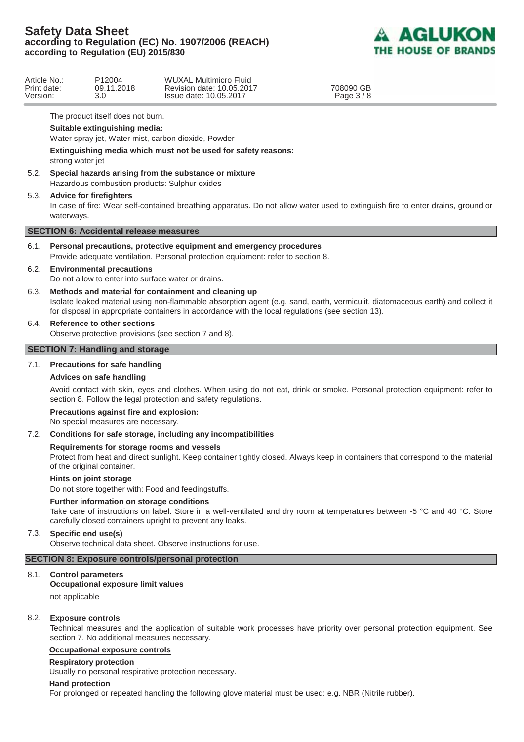The product itself does not burn.

**Suitable extinguishing media:**

Water spray jet, Water mist, carbon dioxide, Powder

**Extinguishing media which must not be used for safety reasons:**

strong water jet

**5.2. Special hazards arising from the substance or mixture**

Hazardous combustion products: Sulphur oxides

**5.3. Advice for firefighters**

In case of fire: Wear self-contained breathing apparatus. Do not allow water used to extinguish fire to enter drains, ground or waterways.

## SECTION 6: Accidental release measures

**6.1. Personal precautions, protective equipment and emergency procedures**

Provide adequate ventilation. Personal protection equipment: refer to section 8.

**6.2. Environmental precautions**

Do not allow to enter into surface water or drains.

**6.3. Methods and material for containment and cleaning up**

Isolate leaked material using non-flammable absorption agent (e.g. sand, earth, vermiculit, diatomaceous earth) and collect it for disposal in appropriate containers in accordance with the local regulations (see section 13).

**6.4. Reference to other sections**

Observe protective provisions (see section 7 and 8).

## SECTION 7: Handling and storage

**7.1. Precautions for safe handling**

**Advices on safe handling**

Avoid contact with skin, eyes and clothes. When using do not eat, drink or smoke. Personal protection equipment: refer to section 8. Follow the legal protection and safety regulations.

**Precautions against fire and explosion:**

No special measures are necessary.

**7.2. Conditions for safe storage, including any incompatibilities**

**Requirements for storage rooms and vessels**

Protect from heat and direct sunlight. Keep container tightly closed. Always keep in containers that correspond to the material of the original container.

**Hints on joint storage**

Do not store together with: Food and feedingstuffs.

**Further information on storage conditions**

Take care of instructions on label. Store in a well-ventilated and dry room at temperatures between -5 °C and 40 °C. Store carefully closed containers upright to prevent any leaks.

**7.3. Specific end use(s)**

Observe technical data sheet. Observe instructions for use.

## SECTION 8: Exposure controls/personal protection

**8.1. Control parameters**

**Occupational exposure limit values**

not applicable

**8.2. Exposure controls**

Technical measures and the application of suitable work processes have priority over personal protection equipment. See section 7. No additional measures necessary.

**Occupational exposure controls**

**Respiratory protection**

Usually no personal respirative protection necessary.

**Hand protection**

For prolonged or repeated handling the following glove material must be used: e.g. NBR (Nitrile rubber).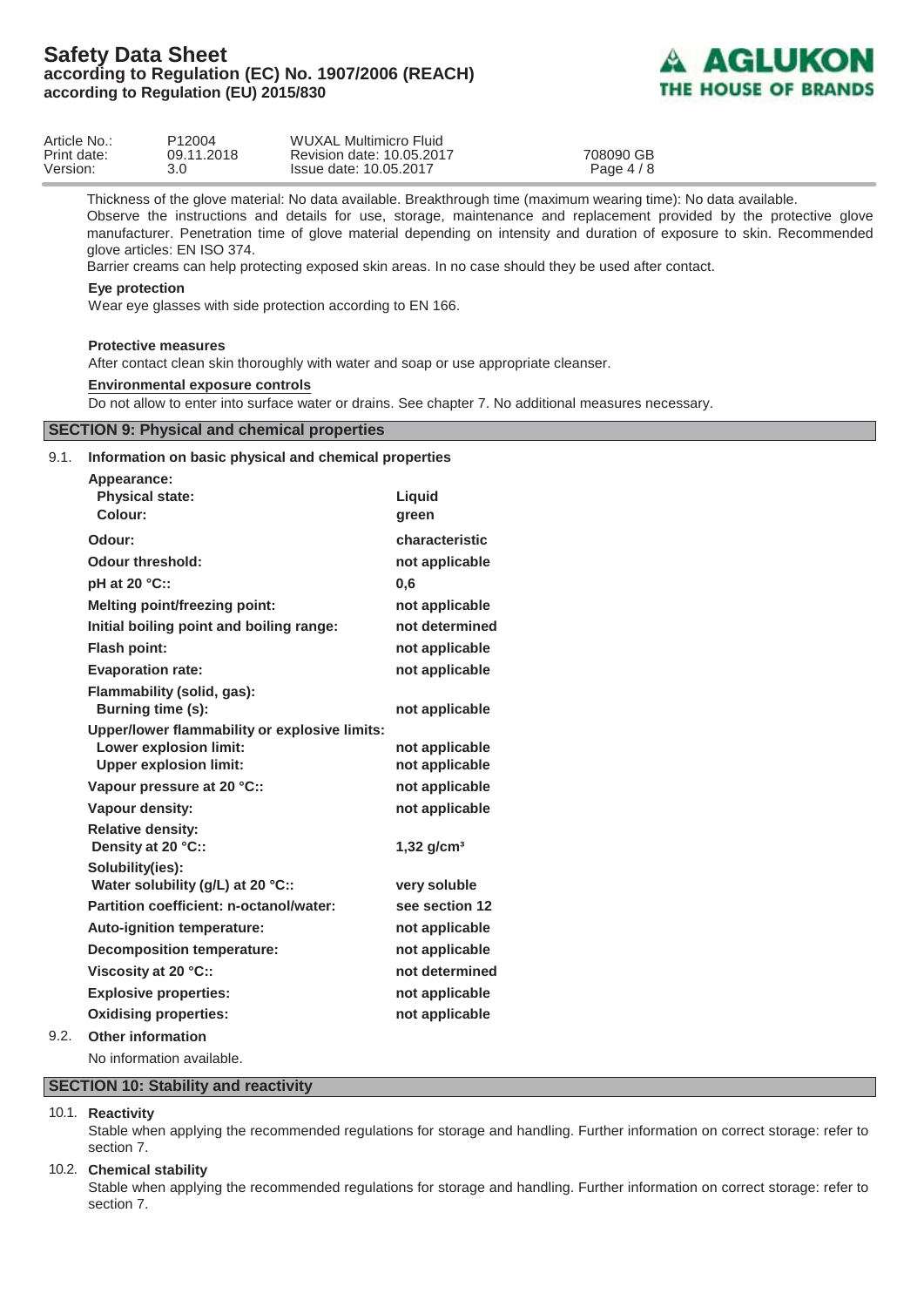Thickness of the glove material: No data available. Breakthrough time (maximum wearing time): No data available.

Observe the instructions and details for use, storage, maintenance and replacement provided by the protective glove manufacturer. Penetration time of glove material depending on intensity and duration of exposure to skin. Recommended glove articles: EN ISO 374.

Barrier creams can help protecting exposed skin areas. In no case should they be used after contact.

**Eye protection**

Wear eye glasses with side protection according to EN 166.

**Protective measures**

After contact clean skin thoroughly with water and soap or use appropriate cleanser.

**Environmental exposure controls**

Do not allow to enter into surface water or drains. See chapter 7. No additional measures necessary.

## SECTION 9: Physical and chemical properties

### 9.1. Information on basic physical and chemical properties

| Property | Value |
|---|---|
| **Appearance:** | |
| **Physical state:** | **Liquid** |
| **Colour:** | **green** |
| **Odour:** | **characteristic** |
| **Odour threshold:** | **not applicable** |
| **pH at 20 °C::** | **0,6** |
| **Melting point/freezing point:** | **not applicable** |
| **Initial boiling point and boiling range:** | **not determined** |
| **Flash point:** | **not applicable** |
| **Evaporation rate:** | **not applicable** |
| **Flammability (solid, gas):** | |
| **Burning time (s):** | **not applicable** |
| **Upper/lower flammability or explosive limits:** | |
| **Lower explosion limit:** | **not applicable** |
| **Upper explosion limit:** | **not applicable** |
| **Vapour pressure at 20 °C::** | **not applicable** |
| **Vapour density:** | **not applicable** |
| **Relative density:** | |
| **Density at 20 °C::** | **1,32 g/cm³** |
| **Solubility(ies):** | |
| **Water solubility (g/L) at 20 °C::** | **very soluble** |
| **Partition coefficient: n-octanol/water:** | **see section 12** |
| **Auto-ignition temperature:** | **not applicable** |
| **Decomposition temperature:** | **not applicable** |
| **Viscosity at 20 °C::** | **not determined** |
| **Explosive properties:** | **not applicable** |
| **Oxidising properties:** | **not applicable** |

### 9.2. Other information

No information available.

## SECTION 10: Stability and reactivity

### 10.1. Reactivity

Stable when applying the recommended regulations for storage and handling. Further information on correct storage: refer to section 7.

### 10.2. Chemical stability

Stable when applying the recommended regulations for storage and handling. Further information on correct storage: refer to section 7.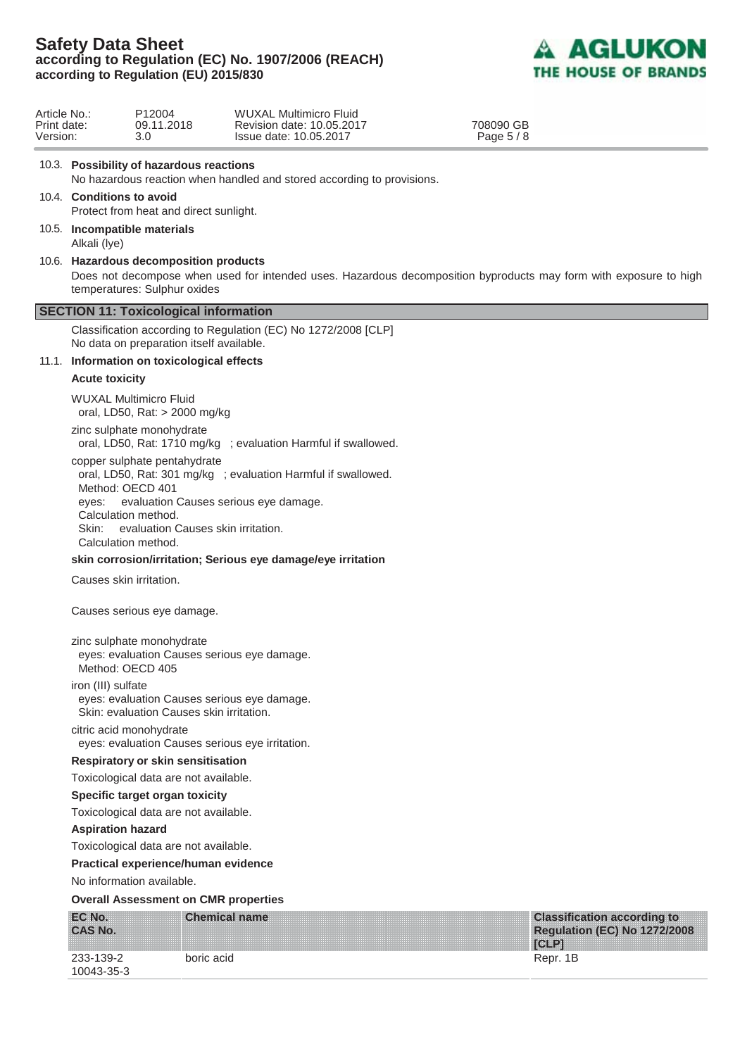10.3. **Possibility of hazardous reactions**

No hazardous reaction when handled and stored according to provisions.

10.4. **Conditions to avoid**

Protect from heat and direct sunlight.

10.5. **Incompatible materials**

Alkali (lye)

10.6. **Hazardous decomposition products**

Does not decompose when used for intended uses. Hazardous decomposition byproducts may form with exposure to high temperatures: Sulphur oxides

## SECTION 11: Toxicological information

Classification according to Regulation (EC) No 1272/2008 [CLP]
No data on preparation itself available.

11.1. **Information on toxicological effects**

**Acute toxicity**

WUXAL Multimicro Fluid
oral, LD50, Rat: > 2000 mg/kg

zinc sulphate monohydrate
oral, LD50, Rat: 1710 mg/kg ; evaluation Harmful if swallowed.

copper sulphate pentahydrate
oral, LD50, Rat: 301 mg/kg ; evaluation Harmful if swallowed.
Method: OECD 401
eyes: evaluation Causes serious eye damage.
Calculation method.
Skin: evaluation Causes skin irritation.
Calculation method.

**skin corrosion/irritation; Serious eye damage/eye irritation**

Causes skin irritation.

Causes serious eye damage.

zinc sulphate monohydrate
eyes: evaluation Causes serious eye damage.
Method: OECD 405

iron (III) sulfate
eyes: evaluation Causes serious eye damage.
Skin: evaluation Causes skin irritation.

citric acid monohydrate
eyes: evaluation Causes serious eye irritation.

**Respiratory or skin sensitisation**

Toxicological data are not available.

**Specific target organ toxicity**

Toxicological data are not available.

**Aspiration hazard**

Toxicological data are not available.

**Practical experience/human evidence**

No information available.

**Overall Assessment on CMR properties**

| EC No. CAS No. | Chemical name | Classification according to Regulation (EC) No 1272/2008 [CLP] |
|---|---|---|
| 233-139-2 10043-35-3 | boric acid | Repr. 1B |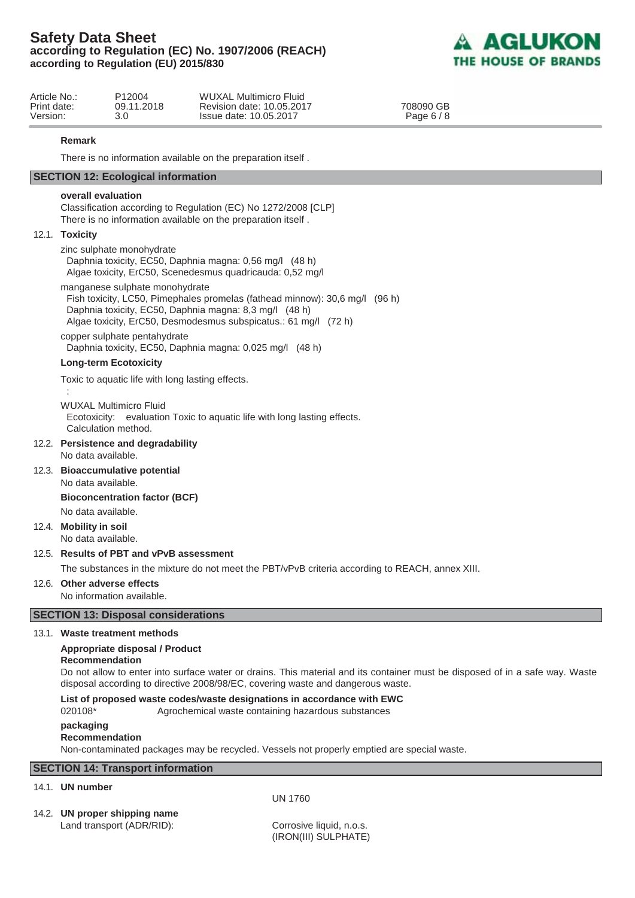**Remark**

There is no information available on the preparation itself .

## SECTION 12: Ecological information

**overall evaluation**

Classification according to Regulation (EC) No 1272/2008 [CLP]
There is no information available on the preparation itself .

### 12.1. Toxicity

zinc sulphate monohydrate
Daphnia toxicity, EC50, Daphnia magna: 0,56 mg/l (48 h)
Algae toxicity, ErC50, Scenedesmus quadricauda: 0,52 mg/l

manganese sulphate monohydrate
Fish toxicity, LC50, Pimephales promelas (fathead minnow): 30,6 mg/l (96 h)
Daphnia toxicity, EC50, Daphnia magna: 8,3 mg/l (48 h)
Algae toxicity, ErC50, Desmodesmus subspicatus.: 61 mg/l (72 h)

copper sulphate pentahydrate
Daphnia toxicity, EC50, Daphnia magna: 0,025 mg/l (48 h)

**Long-term Ecotoxicity**

Toxic to aquatic life with long lasting effects.

:

WUXAL Multimicro Fluid
Ecotoxicity: evaluation Toxic to aquatic life with long lasting effects.
Calculation method.

### 12.2. Persistence and degradability

No data available.

### 12.3. Bioaccumulative potential

No data available.

**Bioconcentration factor (BCF)**

No data available.

### 12.4. Mobility in soil

No data available.

### 12.5. Results of PBT and vPvB assessment

The substances in the mixture do not meet the PBT/vPvB criteria according to REACH, annex XIII.

### 12.6. Other adverse effects

No information available.

## SECTION 13: Disposal considerations

### 13.1. Waste treatment methods

**Appropriate disposal / Product**
**Recommendation**

Do not allow to enter into surface water or drains. This material and its container must be disposed of in a safe way. Waste disposal according to directive 2008/98/EC, covering waste and dangerous waste.

**List of proposed waste codes/waste designations in accordance with EWC**

020108* Agrochemical waste containing hazardous substances

**packaging**
**Recommendation**

Non-contaminated packages may be recycled. Vessels not properly emptied are special waste.

## SECTION 14: Transport information

### 14.1. UN number

UN 1760

### 14.2. UN proper shipping name

Land transport (ADR/RID): Corrosive liquid, n.o.s. (IRON(III) SULPHATE)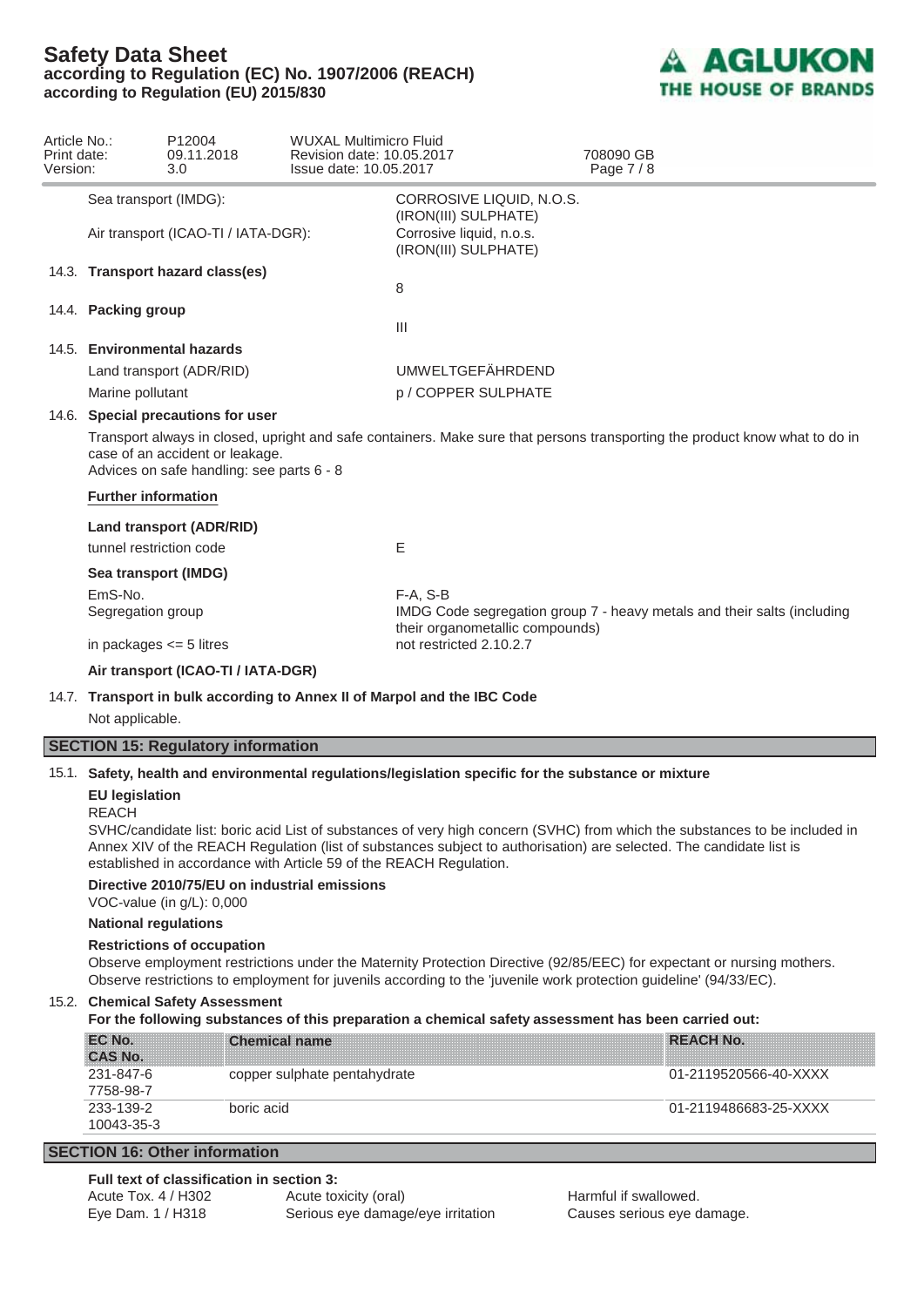| | |
|---|---|
| Sea transport (IMDG): | CORROSIVE LIQUID, N.O.S. (IRON(III) SULPHATE) |
| Air transport (ICAO-TI / IATA-DGR): | Corrosive liquid, n.o.s. (IRON(III) SULPHATE) |

**14.3. Transport hazard class(es)**

8

**14.4. Packing group**

III

**14.5. Environmental hazards**

| | |
|---|---|
| Land transport (ADR/RID) | UMWELTGEFÄHRDEND |
| Marine pollutant | p / COPPER SULPHATE |

**14.6. Special precautions for user**

Transport always in closed, upright and safe containers. Make sure that persons transporting the product know what to do in case of an accident or leakage.
Advices on safe handling: see parts 6 - 8

**Further information**

**Land transport (ADR/RID)**

| | |
|---|---|
| tunnel restriction code | E |

**Sea transport (IMDG)**

| | |
|---|---|
| EmS-No. | F-A, S-B |
| Segregation group | IMDG Code segregation group 7 - heavy metals and their salts (including their organometallic compounds) |
| in packages <= 5 litres | not restricted 2.10.2.7 |

**Air transport (ICAO-TI / IATA-DGR)**

**14.7. Transport in bulk according to Annex II of Marpol and the IBC Code**

Not applicable.

## SECTION 15: Regulatory information

**15.1. Safety, health and environmental regulations/legislation specific for the substance or mixture**

**EU legislation**

REACH

SVHC/candidate list: boric acid List of substances of very high concern (SVHC) from which the substances to be included in Annex XIV of the REACH Regulation (list of substances subject to authorisation) are selected. The candidate list is established in accordance with Article 59 of the REACH Regulation.

**Directive 2010/75/EU on industrial emissions**

VOC-value (in g/L): 0,000

**National regulations**

**Restrictions of occupation**

Observe employment restrictions under the Maternity Protection Directive (92/85/EEC) for expectant or nursing mothers.
Observe restrictions to employment for juvenils according to the 'juvenile work protection guideline' (94/33/EC).

**15.2. Chemical Safety Assessment**

**For the following substances of this preparation a chemical safety assessment has been carried out:**

| EC No. CAS No. | Chemical name | REACH No. |
|---|---|---|
| 231-847-6 7758-98-7 | copper sulphate pentahydrate | 01-2119520566-40-XXXX |
| 233-139-2 10043-35-3 | boric acid | 01-2119486683-25-XXXX |

## SECTION 16: Other information

**Full text of classification in section 3:**

| | | |
|---|---|---|
| Acute Tox. 4 / H302 | Acute toxicity (oral) | Harmful if swallowed. |
| Eye Dam. 1 / H318 | Serious eye damage/eye irritation | Causes serious eye damage. |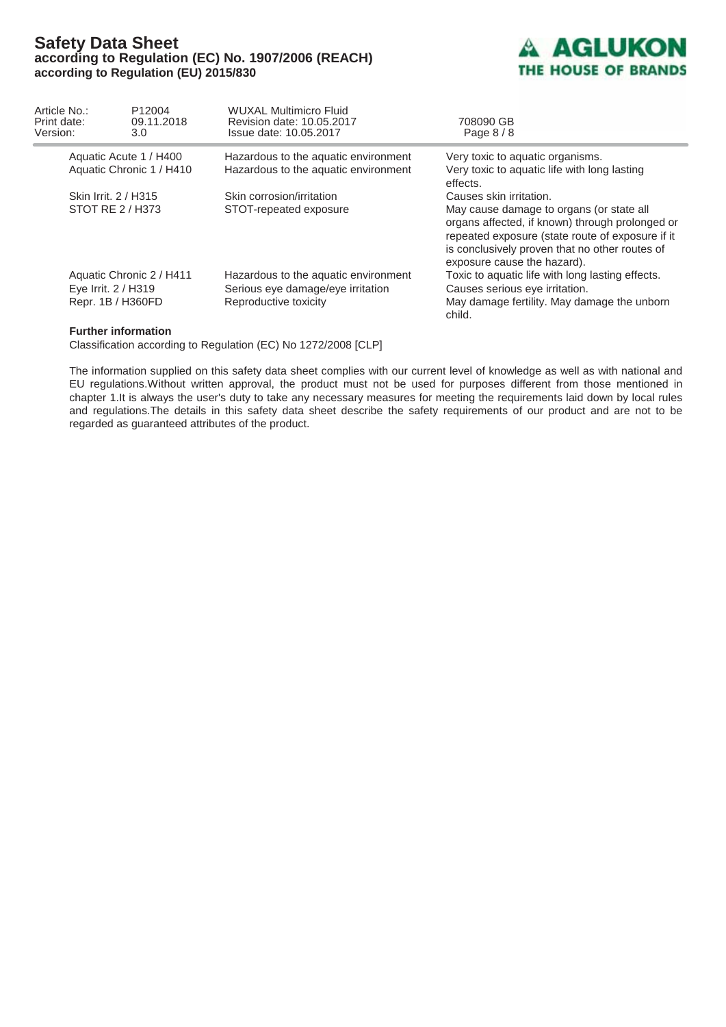| | | |
|---|---|---|
| Aquatic Acute 1 / H400 | Hazardous to the aquatic environment | Very toxic to aquatic organisms. |
| Aquatic Chronic 1 / H410 | Hazardous to the aquatic environment | Very toxic to aquatic life with long lasting effects. |
| Skin Irrit. 2 / H315 | Skin corrosion/irritation | Causes skin irritation. |
| STOT RE 2 / H373 | STOT-repeated exposure | May cause damage to organs (or state all organs affected, if known) through prolonged or repeated exposure (state route of exposure if it is conclusively proven that no other routes of exposure cause the hazard). |
| Aquatic Chronic 2 / H411 | Hazardous to the aquatic environment | Toxic to aquatic life with long lasting effects. |
| Eye Irrit. 2 / H319 | Serious eye damage/eye irritation | Causes serious eye irritation. |
| Repr. 1B / H360FD | Reproductive toxicity | May damage fertility. May damage the unborn child. |

**Further information**

Classification according to Regulation (EC) No 1272/2008 [CLP]

The information supplied on this safety data sheet complies with our current level of knowledge as well as with national and EU regulations.Without written approval, the product must not be used for purposes different from those mentioned in chapter 1.It is always the user's duty to take any necessary measures for meeting the requirements laid down by local rules and regulations.The details in this safety data sheet describe the safety requirements of our product and are not to be regarded as guaranteed attributes of the product.